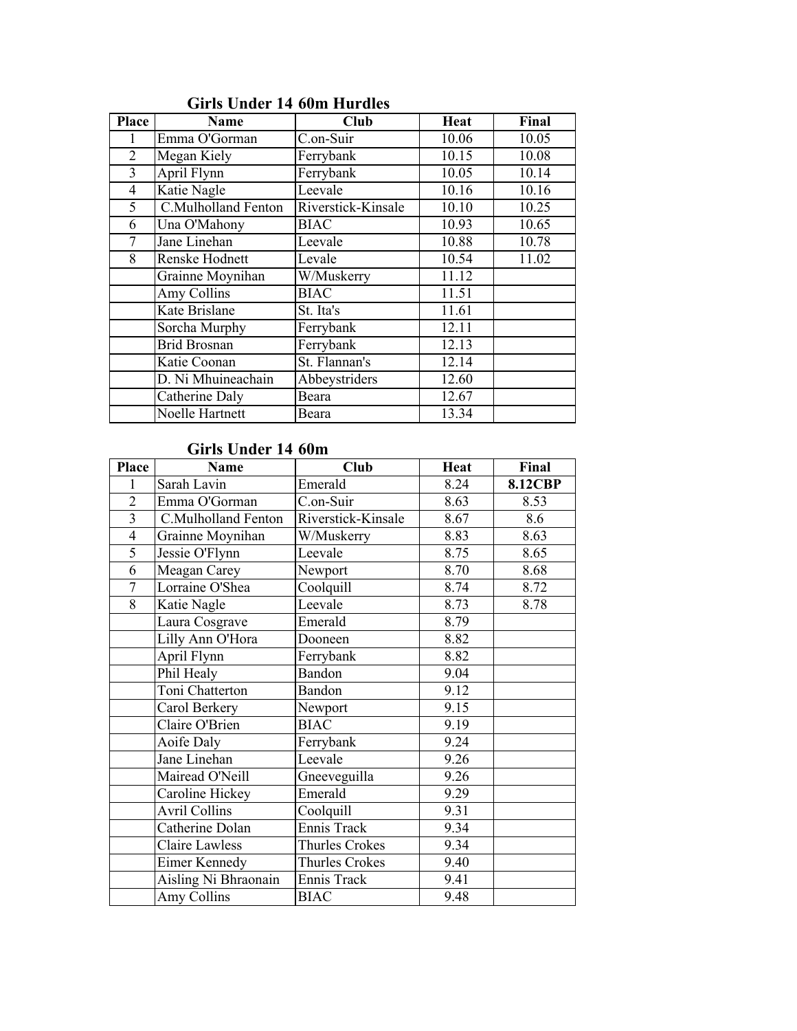## Girls Under 14 60m Hurdles

| Place | Name | Club | Heat | Final |
|---|---|---|---|---|
| 1 | Emma O'Gorman | C.on-Suir | 10.06 | 10.05 |
| 2 | Megan Kiely | Ferrybank | 10.15 | 10.08 |
| 3 | April Flynn | Ferrybank | 10.05 | 10.14 |
| 4 | Katie Nagle | Leevale | 10.16 | 10.16 |
| 5 | C.Mulholland Fenton | Riverstick-Kinsale | 10.10 | 10.25 |
| 6 | Una O'Mahony | BIAC | 10.93 | 10.65 |
| 7 | Jane Linehan | Leevale | 10.88 | 10.78 |
| 8 | Renske Hodnett | Levale | 10.54 | 11.02 |
| | Grainne Moynihan | W/Muskerry | 11.12 | |
| | Amy Collins | BIAC | 11.51 | |
| | Kate Brislane | St. Ita's | 11.61 | |
| | Sorcha Murphy | Ferrybank | 12.11 | |
| | Brid Brosnan | Ferrybank | 12.13 | |
| | Katie Coonan | St. Flannan's | 12.14 | |
| | D. Ni Mhuineachain | Abbeystriders | 12.60 | |
| | Catherine Daly | Beara | 12.67 | |
| | Noelle Hartnett | Beara | 13.34 | |

## Girls Under 14 60m

| Place | Name | Club | Heat | Final |
|---|---|---|---|---|
| 1 | Sarah Lavin | Emerald | 8.24 | **8.12CBP** |
| 2 | Emma O'Gorman | C.on-Suir | 8.63 | 8.53 |
| 3 | C.Mulholland Fenton | Riverstick-Kinsale | 8.67 | 8.6 |
| 4 | Grainne Moynihan | W/Muskerry | 8.83 | 8.63 |
| 5 | Jessie O'Flynn | Leevale | 8.75 | 8.65 |
| 6 | Meagan Carey | Newport | 8.70 | 8.68 |
| 7 | Lorraine O'Shea | Coolquill | 8.74 | 8.72 |
| 8 | Katie Nagle | Leevale | 8.73 | 8.78 |
| | Laura Cosgrave | Emerald | 8.79 | |
| | Lilly Ann O'Hora | Dooneen | 8.82 | |
| | April Flynn | Ferrybank | 8.82 | |
| | Phil Healy | Bandon | 9.04 | |
| | Toni Chatterton | Bandon | 9.12 | |
| | Carol Berkery | Newport | 9.15 | |
| | Claire O'Brien | BIAC | 9.19 | |
| | Aoife Daly | Ferrybank | 9.24 | |
| | Jane Linehan | Leevale | 9.26 | |
| | Mairead O'Neill | Gneeveguilla | 9.26 | |
| | Caroline Hickey | Emerald | 9.29 | |
| | Avril Collins | Coolquill | 9.31 | |
| | Catherine Dolan | Ennis Track | 9.34 | |
| | Claire Lawless | Thurles Crokes | 9.34 | |
| | Eimer Kennedy | Thurles Crokes | 9.40 | |
| | Aisling Ni Bhraonain | Ennis Track | 9.41 | |
| | Amy Collins | BIAC | 9.48 | |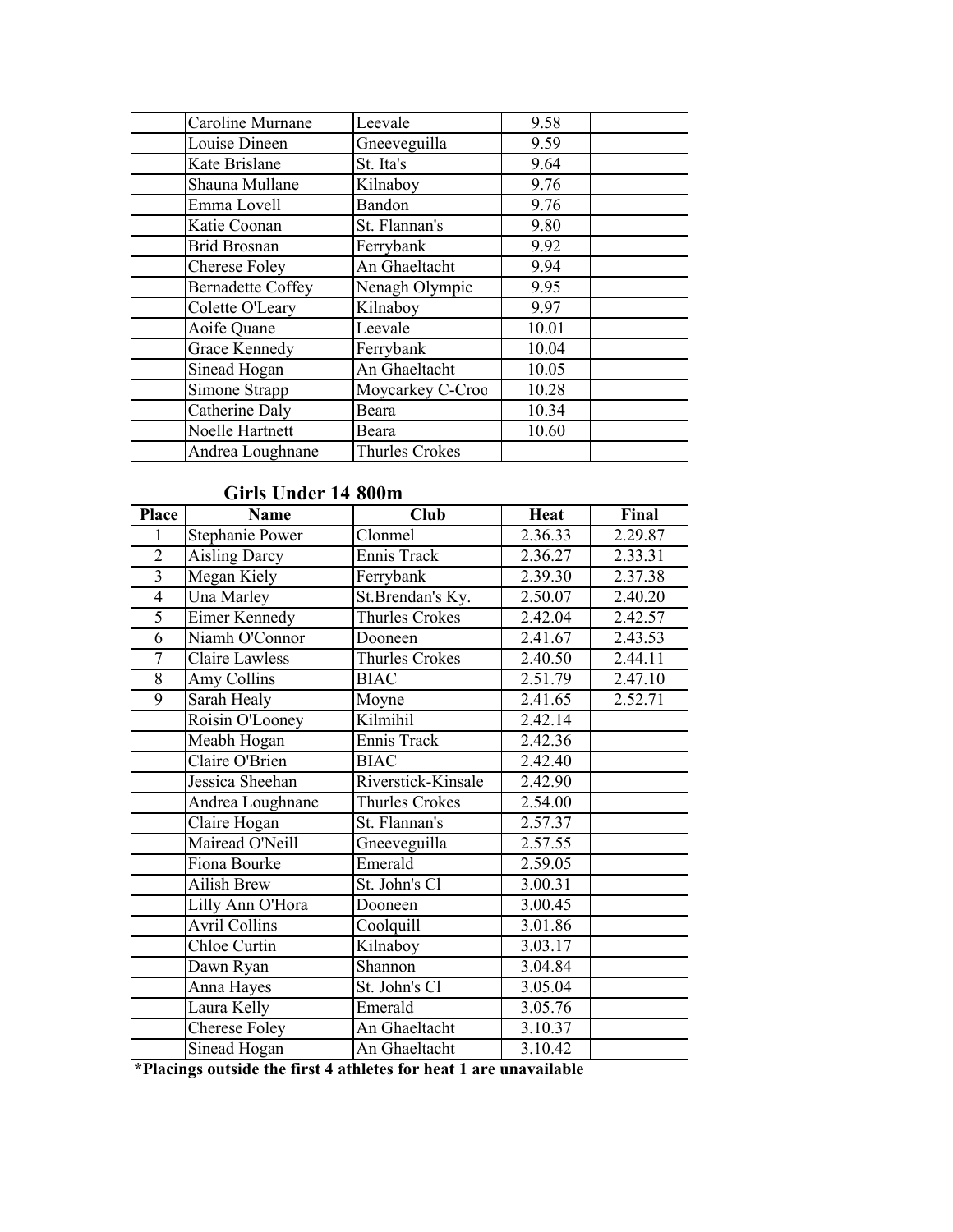| | | | | |
|---|---|---|---|---|
| | Caroline Murnane | Leevale | 9.58 | |
| | Louise Dineen | Gneeveguilla | 9.59 | |
| | Kate Brislane | St. Ita's | 9.64 | |
| | Shauna Mullane | Kilnaboy | 9.76 | |
| | Emma Lovell | Bandon | 9.76 | |
| | Katie Coonan | St. Flannan's | 9.80 | |
| | Brid Brosnan | Ferrybank | 9.92 | |
| | Cherese Foley | An Ghaeltacht | 9.94 | |
| | Bernadette Coffey | Nenagh Olympic | 9.95 | |
| | Colette O'Leary | Kilnaboy | 9.97 | |
| | Aoife Quane | Leevale | 10.01 | |
| | Grace Kennedy | Ferrybank | 10.04 | |
| | Sinead Hogan | An Ghaeltacht | 10.05 | |
| | Simone Strapp | Moycarkey C-Croc | 10.28 | |
| | Catherine Daly | Beara | 10.34 | |
| | Noelle Hartnett | Beara | 10.60 | |
| | Andrea Loughnane | Thurles Crokes | | |

## Girls Under 14 800m

| Place | Name | Club | Heat | Final |
|---|---|---|---|---|
| 1 | Stephanie Power | Clonmel | 2.36.33 | 2.29.87 |
| 2 | Aisling Darcy | Ennis Track | 2.36.27 | 2.33.31 |
| 3 | Megan Kiely | Ferrybank | 2.39.30 | 2.37.38 |
| 4 | Una Marley | St.Brendan's Ky. | 2.50.07 | 2.40.20 |
| 5 | Eimer Kennedy | Thurles Crokes | 2.42.04 | 2.42.57 |
| 6 | Niamh O'Connor | Dooneen | 2.41.67 | 2.43.53 |
| 7 | Claire Lawless | Thurles Crokes | 2.40.50 | 2.44.11 |
| 8 | Amy Collins | BIAC | 2.51.79 | 2.47.10 |
| 9 | Sarah Healy | Moyne | 2.41.65 | 2.52.71 |
| | Roisin O'Looney | Kilmihil | 2.42.14 | |
| | Meabh Hogan | Ennis Track | 2.42.36 | |
| | Claire O'Brien | BIAC | 2.42.40 | |
| | Jessica Sheehan | Riverstick-Kinsale | 2.42.90 | |
| | Andrea Loughnane | Thurles Crokes | 2.54.00 | |
| | Claire Hogan | St. Flannan's | 2.57.37 | |
| | Mairead O'Neill | Gneeveguilla | 2.57.55 | |
| | Fiona Bourke | Emerald | 2.59.05 | |
| | Ailish Brew | St. John's Cl | 3.00.31 | |
| | Lilly Ann O'Hora | Dooneen | 3.00.45 | |
| | Avril Collins | Coolquill | 3.01.86 | |
| | Chloe Curtin | Kilnaboy | 3.03.17 | |
| | Dawn Ryan | Shannon | 3.04.84 | |
| | Anna Hayes | St. John's Cl | 3.05.04 | |
| | Laura Kelly | Emerald | 3.05.76 | |
| | Cherese Foley | An Ghaeltacht | 3.10.37 | |
| | Sinead Hogan | An Ghaeltacht | 3.10.42 | |

**\*Placings outside the first 4 athletes for heat 1 are unavailable**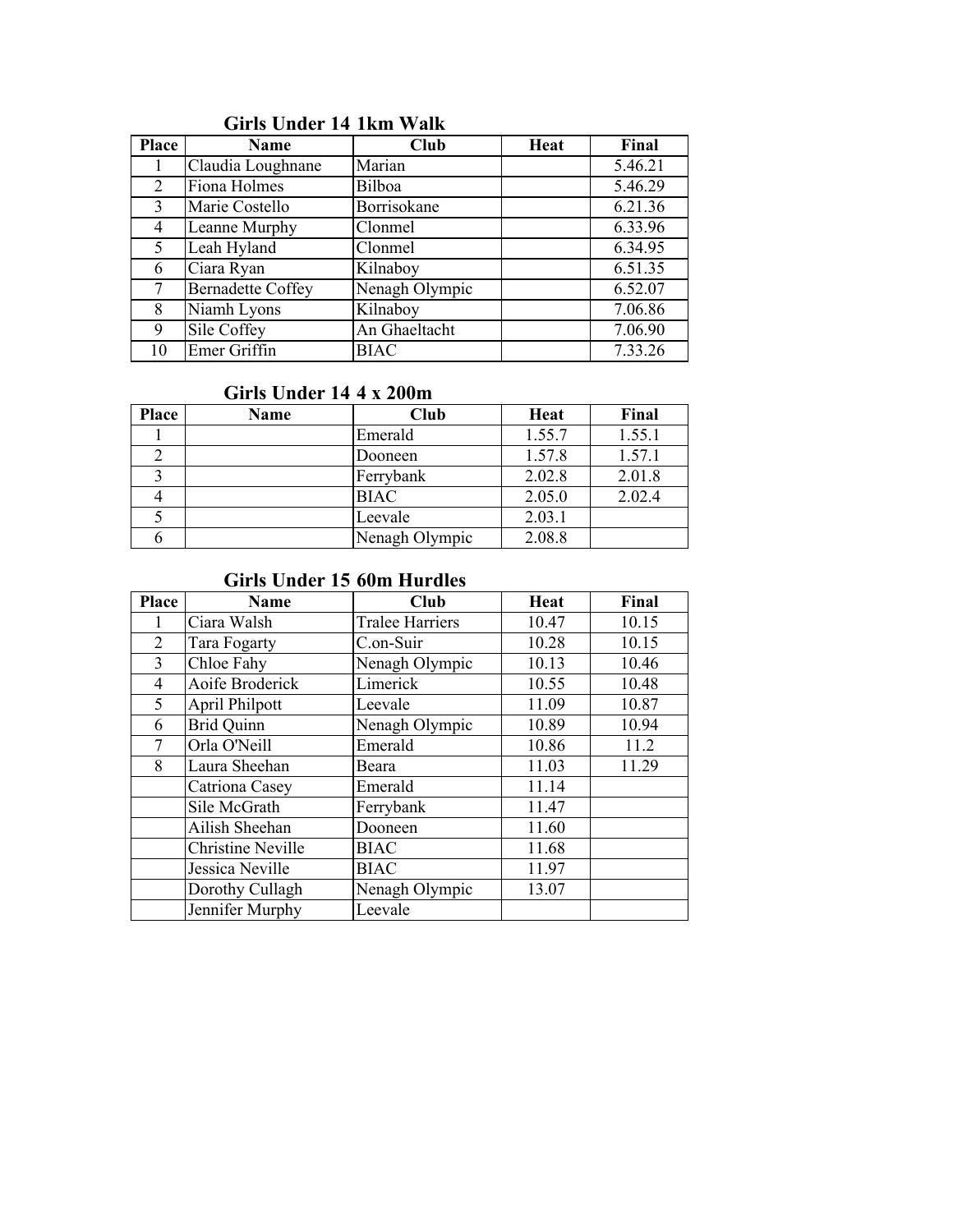## Girls Under 14 1km Walk

| Place | Name | Club | Heat | Final |
|---|---|---|---|---|
| 1 | Claudia Loughnane | Marian | | 5.46.21 |
| 2 | Fiona Holmes | Bilboa | | 5.46.29 |
| 3 | Marie Costello | Borrisokane | | 6.21.36 |
| 4 | Leanne Murphy | Clonmel | | 6.33.96 |
| 5 | Leah Hyland | Clonmel | | 6.34.95 |
| 6 | Ciara Ryan | Kilnaboy | | 6.51.35 |
| 7 | Bernadette Coffey | Nenagh Olympic | | 6.52.07 |
| 8 | Niamh Lyons | Kilnaboy | | 7.06.86 |
| 9 | Sile Coffey | An Ghaeltacht | | 7.06.90 |
| 10 | Emer Griffin | BIAC | | 7.33.26 |

## Girls Under 14 4 x 200m

| Place | Name | Club | Heat | Final |
|---|---|---|---|---|
| 1 | | Emerald | 1.55.7 | 1.55.1 |
| 2 | | Dooneen | 1.57.8 | 1.57.1 |
| 3 | | Ferrybank | 2.02.8 | 2.01.8 |
| 4 | | BIAC | 2.05.0 | 2.02.4 |
| 5 | | Leevale | 2.03.1 | |
| 6 | | Nenagh Olympic | 2.08.8 | |

## Girls Under 15 60m Hurdles

| Place | Name | Club | Heat | Final |
|---|---|---|---|---|
| 1 | Ciara Walsh | Tralee Harriers | 10.47 | 10.15 |
| 2 | Tara Fogarty | C.on-Suir | 10.28 | 10.15 |
| 3 | Chloe Fahy | Nenagh Olympic | 10.13 | 10.46 |
| 4 | Aoife Broderick | Limerick | 10.55 | 10.48 |
| 5 | April Philpott | Leevale | 11.09 | 10.87 |
| 6 | Brid Quinn | Nenagh Olympic | 10.89 | 10.94 |
| 7 | Orla O'Neill | Emerald | 10.86 | 11.2 |
| 8 | Laura Sheehan | Beara | 11.03 | 11.29 |
| | Catriona Casey | Emerald | 11.14 | |
| | Sile McGrath | Ferrybank | 11.47 | |
| | Ailish Sheehan | Dooneen | 11.60 | |
| | Christine Neville | BIAC | 11.68 | |
| | Jessica Neville | BIAC | 11.97 | |
| | Dorothy Cullagh | Nenagh Olympic | 13.07 | |
| | Jennifer Murphy | Leevale | | |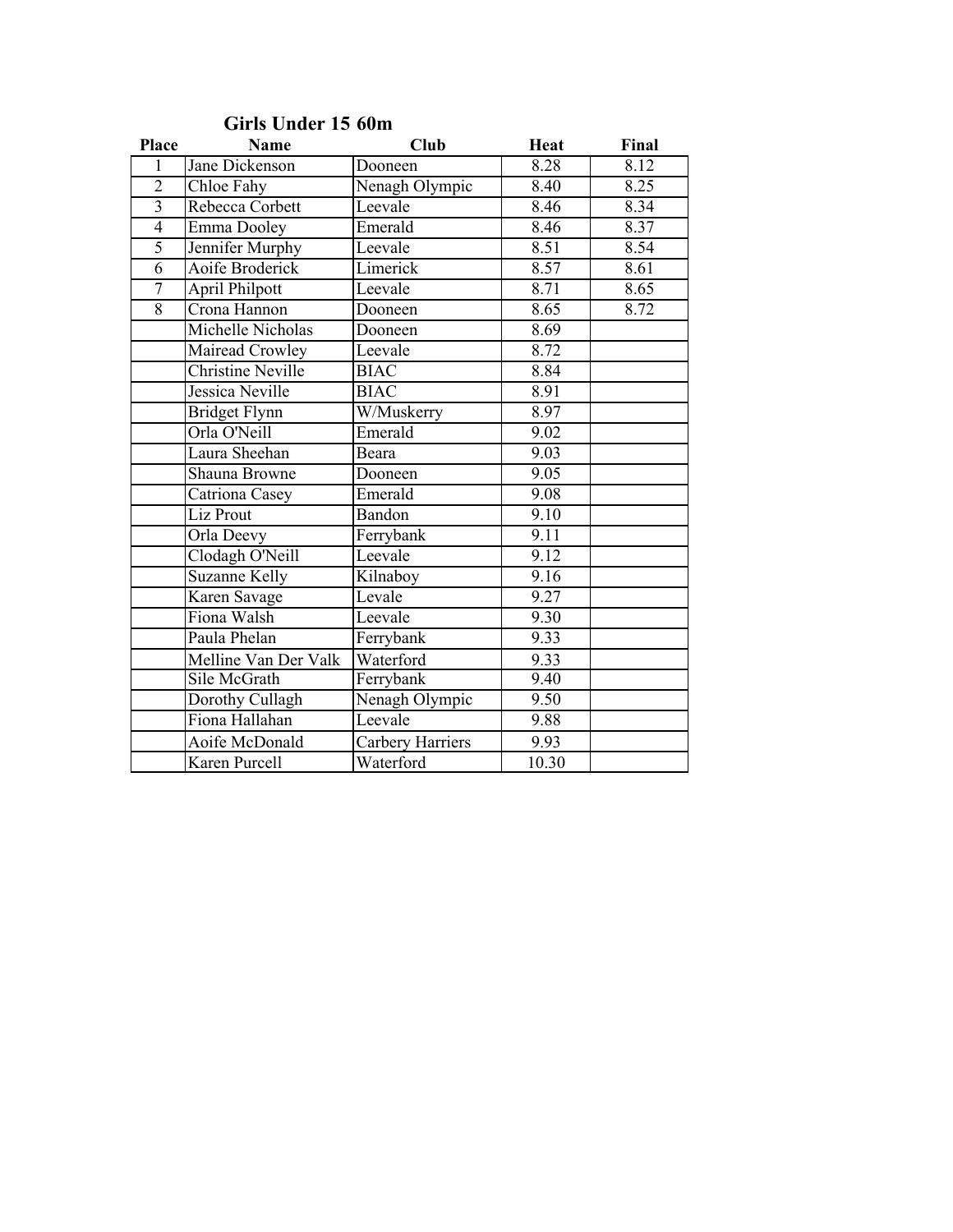## Girls Under 15 60m

| Place | Name | Club | Heat | Final |
|---|---|---|---|---|
| 1 | Jane Dickenson | Dooneen | 8.28 | 8.12 |
| 2 | Chloe Fahy | Nenagh Olympic | 8.40 | 8.25 |
| 3 | Rebecca Corbett | Leevale | 8.46 | 8.34 |
| 4 | Emma Dooley | Emerald | 8.46 | 8.37 |
| 5 | Jennifer Murphy | Leevale | 8.51 | 8.54 |
| 6 | Aoife Broderick | Limerick | 8.57 | 8.61 |
| 7 | April Philpott | Leevale | 8.71 | 8.65 |
| 8 | Crona Hannon | Dooneen | 8.65 | 8.72 |
| | Michelle Nicholas | Dooneen | 8.69 | |
| | Mairead Crowley | Leevale | 8.72 | |
| | Christine Neville | BIAC | 8.84 | |
| | Jessica Neville | BIAC | 8.91 | |
| | Bridget Flynn | W/Muskerry | 8.97 | |
| | Orla O'Neill | Emerald | 9.02 | |
| | Laura Sheehan | Beara | 9.03 | |
| | Shauna Browne | Dooneen | 9.05 | |
| | Catriona Casey | Emerald | 9.08 | |
| | Liz Prout | Bandon | 9.10 | |
| | Orla Deevy | Ferrybank | 9.11 | |
| | Clodagh O'Neill | Leevale | 9.12 | |
| | Suzanne Kelly | Kilnaboy | 9.16 | |
| | Karen Savage | Levale | 9.27 | |
| | Fiona Walsh | Leevale | 9.30 | |
| | Paula Phelan | Ferrybank | 9.33 | |
| | Melline Van Der Valk | Waterford | 9.33 | |
| | Sile McGrath | Ferrybank | 9.40 | |
| | Dorothy Cullagh | Nenagh Olympic | 9.50 | |
| | Fiona Hallahan | Leevale | 9.88 | |
| | Aoife McDonald | Carbery Harriers | 9.93 | |
| | Karen Purcell | Waterford | 10.30 | |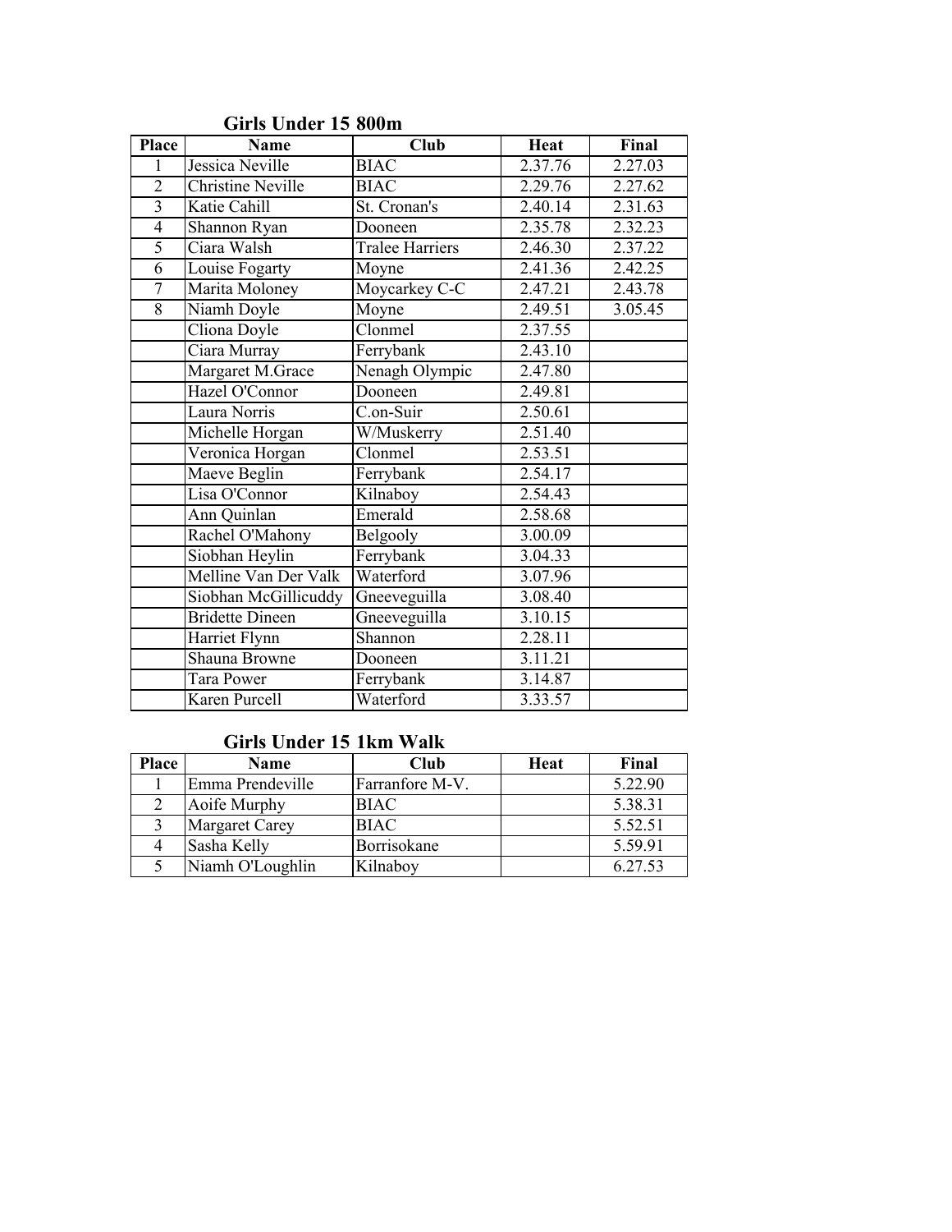### Girls Under 15 800m

| Place | Name | Club | Heat | Final |
|---|---|---|---|---|
| 1 | Jessica Neville | BIAC | 2.37.76 | 2.27.03 |
| 2 | Christine Neville | BIAC | 2.29.76 | 2.27.62 |
| 3 | Katie Cahill | St. Cronan's | 2.40.14 | 2.31.63 |
| 4 | Shannon Ryan | Dooneen | 2.35.78 | 2.32.23 |
| 5 | Ciara Walsh | Tralee Harriers | 2.46.30 | 2.37.22 |
| 6 | Louise Fogarty | Moyne | 2.41.36 | 2.42.25 |
| 7 | Marita Moloney | Moycarkey C-C | 2.47.21 | 2.43.78 |
| 8 | Niamh Doyle | Moyne | 2.49.51 | 3.05.45 |
| | Cliona Doyle | Clonmel | 2.37.55 | |
| | Ciara Murray | Ferrybank | 2.43.10 | |
| | Margaret M.Grace | Nenagh Olympic | 2.47.80 | |
| | Hazel O'Connor | Dooneen | 2.49.81 | |
| | Laura Norris | C.on-Suir | 2.50.61 | |
| | Michelle Horgan | W/Muskerry | 2.51.40 | |
| | Veronica Horgan | Clonmel | 2.53.51 | |
| | Maeve Beglin | Ferrybank | 2.54.17 | |
| | Lisa O'Connor | Kilnaboy | 2.54.43 | |
| | Ann Quinlan | Emerald | 2.58.68 | |
| | Rachel O'Mahony | Belgooly | 3.00.09 | |
| | Siobhan Heylin | Ferrybank | 3.04.33 | |
| | Melline Van Der Valk | Waterford | 3.07.96 | |
| | Siobhan McGillicuddy | Gneeveguilla | 3.08.40 | |
| | Bridette Dineen | Gneeveguilla | 3.10.15 | |
| | Harriet Flynn | Shannon | 2.28.11 | |
| | Shauna Browne | Dooneen | 3.11.21 | |
| | Tara Power | Ferrybank | 3.14.87 | |
| | Karen Purcell | Waterford | 3.33.57 | |

### Girls Under 15 1km Walk

| Place | Name | Club | Heat | Final |
|---|---|---|---|---|
| 1 | Emma Prendeville | Farranfore M-V. | | 5.22.90 |
| 2 | Aoife Murphy | BIAC | | 5.38.31 |
| 3 | Margaret Carey | BIAC | | 5.52.51 |
| 4 | Sasha Kelly | Borrisokane | | 5.59.91 |
| 5 | Niamh O'Loughlin | Kilnaboy | | 6.27.53 |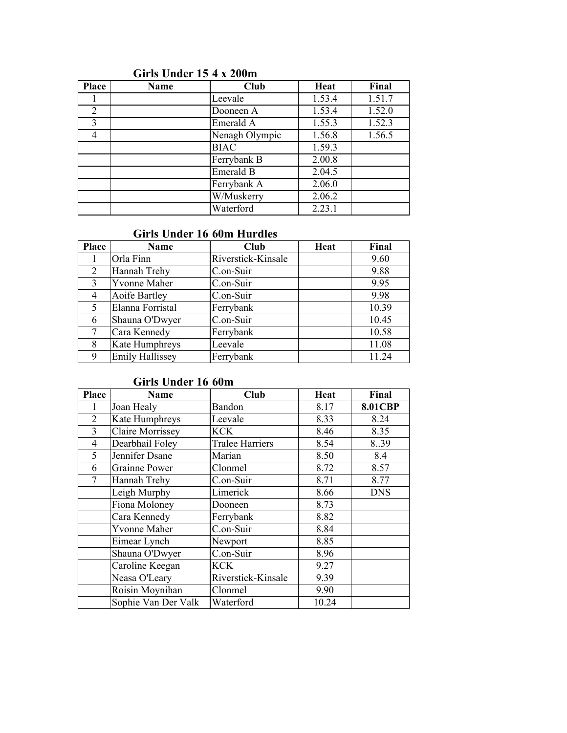### Girls Under 15 4 x 200m

| Place | Name | Club | Heat | Final |
|---|---|---|---|---|
| 1 | | Leevale | 1.53.4 | 1.51.7 |
| 2 | | Dooneen A | 1.53.4 | 1.52.0 |
| 3 | | Emerald A | 1.55.3 | 1.52.3 |
| 4 | | Nenagh Olympic | 1.56.8 | 1.56.5 |
| | | BIAC | 1.59.3 | |
| | | Ferrybank B | 2.00.8 | |
| | | Emerald B | 2.04.5 | |
| | | Ferrybank A | 2.06.0 | |
| | | W/Muskerry | 2.06.2 | |
| | | Waterford | 2.23.1 | |

### Girls Under 16 60m Hurdles

| Place | Name | Club | Heat | Final |
|---|---|---|---|---|
| 1 | Orla Finn | Riverstick-Kinsale | | 9.60 |
| 2 | Hannah Trehy | C.on-Suir | | 9.88 |
| 3 | Yvonne Maher | C.on-Suir | | 9.95 |
| 4 | Aoife Bartley | C.on-Suir | | 9.98 |
| 5 | Elanna Forristal | Ferrybank | | 10.39 |
| 6 | Shauna O'Dwyer | C.on-Suir | | 10.45 |
| 7 | Cara Kennedy | Ferrybank | | 10.58 |
| 8 | Kate Humphreys | Leevale | | 11.08 |
| 9 | Emily Hallissey | Ferrybank | | 11.24 |

### Girls Under 16 60m

| Place | Name | Club | Heat | Final |
|---|---|---|---|---|
| 1 | Joan Healy | Bandon | 8.17 | **8.01CBP** |
| 2 | Kate Humphreys | Leevale | 8.33 | 8.24 |
| 3 | Claire Morrissey | KCK | 8.46 | 8.35 |
| 4 | Dearbhail Foley | Tralee Harriers | 8.54 | 8..39 |
| 5 | Jennifer Dsane | Marian | 8.50 | 8.4 |
| 6 | Grainne Power | Clonmel | 8.72 | 8.57 |
| 7 | Hannah Trehy | C.on-Suir | 8.71 | 8.77 |
| | Leigh Murphy | Limerick | 8.66 | DNS |
| | Fiona Moloney | Dooneen | 8.73 | |
| | Cara Kennedy | Ferrybank | 8.82 | |
| | Yvonne Maher | C.on-Suir | 8.84 | |
| | Eimear Lynch | Newport | 8.85 | |
| | Shauna O'Dwyer | C.on-Suir | 8.96 | |
| | Caroline Keegan | KCK | 9.27 | |
| | Neasa O'Leary | Riverstick-Kinsale | 9.39 | |
| | Roisin Moynihan | Clonmel | 9.90 | |
| | Sophie Van Der Valk | Waterford | 10.24 | |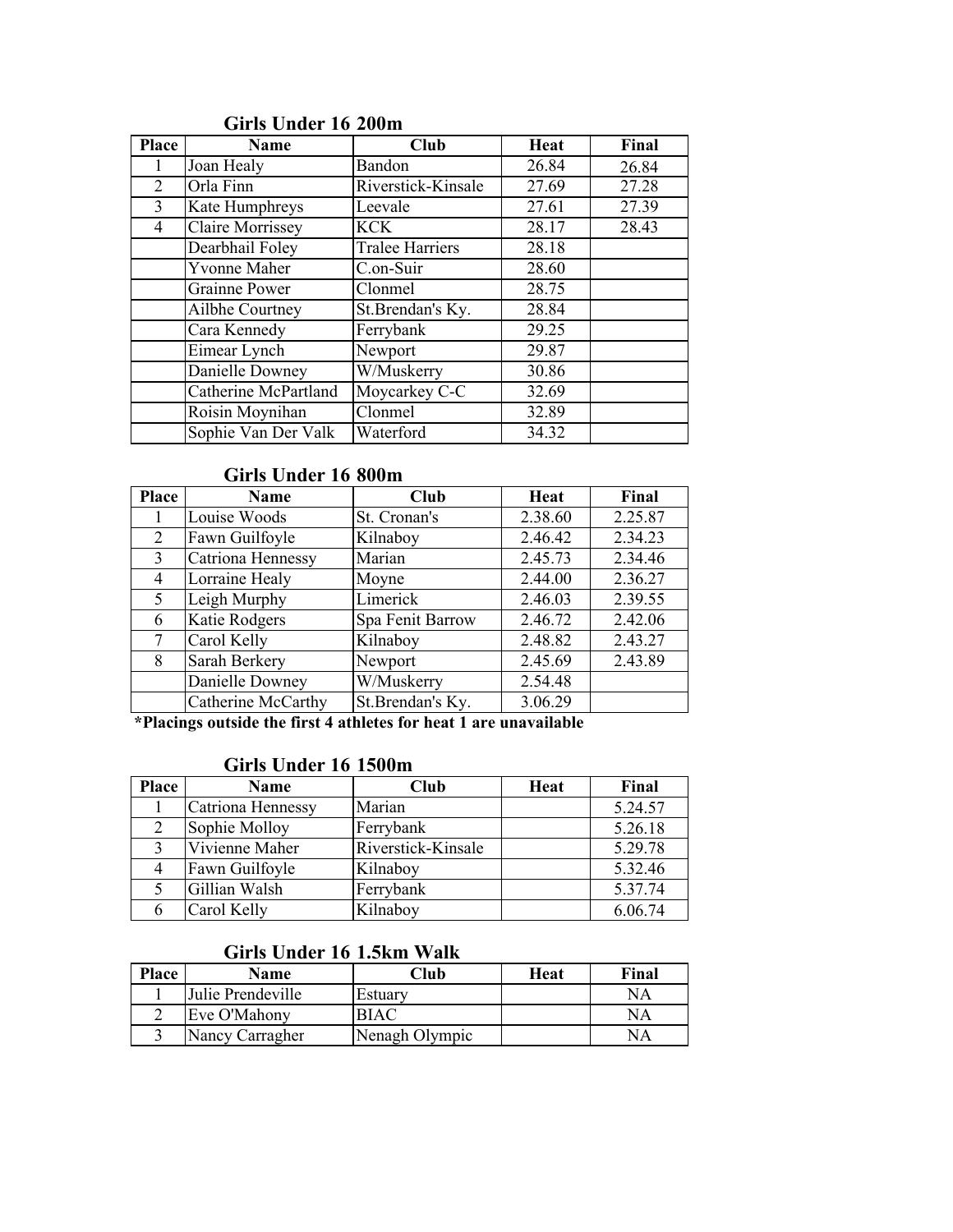### Girls Under 16 200m

| Place | Name | Club | Heat | Final |
|---|---|---|---|---|
| 1 | Joan Healy | Bandon | 26.84 | 26.84 |
| 2 | Orla Finn | Riverstick-Kinsale | 27.69 | 27.28 |
| 3 | Kate Humphreys | Leevale | 27.61 | 27.39 |
| 4 | Claire Morrissey | KCK | 28.17 | 28.43 |
| | Dearbhail Foley | Tralee Harriers | 28.18 | |
| | Yvonne Maher | C.on-Suir | 28.60 | |
| | Grainne Power | Clonmel | 28.75 | |
| | Ailbhe Courtney | St.Brendan's Ky. | 28.84 | |
| | Cara Kennedy | Ferrybank | 29.25 | |
| | Eimear Lynch | Newport | 29.87 | |
| | Danielle Downey | W/Muskerry | 30.86 | |
| | Catherine McPartland | Moycarkey C-C | 32.69 | |
| | Roisin Moynihan | Clonmel | 32.89 | |
| | Sophie Van Der Valk | Waterford | 34.32 | |

### Girls Under 16 800m

| Place | Name | Club | Heat | Final |
|---|---|---|---|---|
| 1 | Louise Woods | St. Cronan's | 2.38.60 | 2.25.87 |
| 2 | Fawn Guilfoyle | Kilnaboy | 2.46.42 | 2.34.23 |
| 3 | Catriona Hennessy | Marian | 2.45.73 | 2.34.46 |
| 4 | Lorraine Healy | Moyne | 2.44.00 | 2.36.27 |
| 5 | Leigh Murphy | Limerick | 2.46.03 | 2.39.55 |
| 6 | Katie Rodgers | Spa Fenit Barrow | 2.46.72 | 2.42.06 |
| 7 | Carol Kelly | Kilnaboy | 2.48.82 | 2.43.27 |
| 8 | Sarah Berkery | Newport | 2.45.69 | 2.43.89 |
| | Danielle Downey | W/Muskerry | 2.54.48 | |
| | Catherine McCarthy | St.Brendan's Ky. | 3.06.29 | |

**\*Placings outside the first 4 athletes for heat 1 are unavailable**

### Girls Under 16 1500m

| Place | Name | Club | Heat | Final |
|---|---|---|---|---|
| 1 | Catriona Hennessy | Marian | | 5.24.57 |
| 2 | Sophie Molloy | Ferrybank | | 5.26.18 |
| 3 | Vivienne Maher | Riverstick-Kinsale | | 5.29.78 |
| 4 | Fawn Guilfoyle | Kilnaboy | | 5.32.46 |
| 5 | Gillian Walsh | Ferrybank | | 5.37.74 |
| 6 | Carol Kelly | Kilnaboy | | 6.06.74 |

### Girls Under 16 1.5km Walk

| Place | Name | Club | Heat | Final |
|---|---|---|---|---|
| 1 | Julie Prendeville | Estuary | | NA |
| 2 | Eve O'Mahony | BIAC | | NA |
| 3 | Nancy Carragher | Nenagh Olympic | | NA |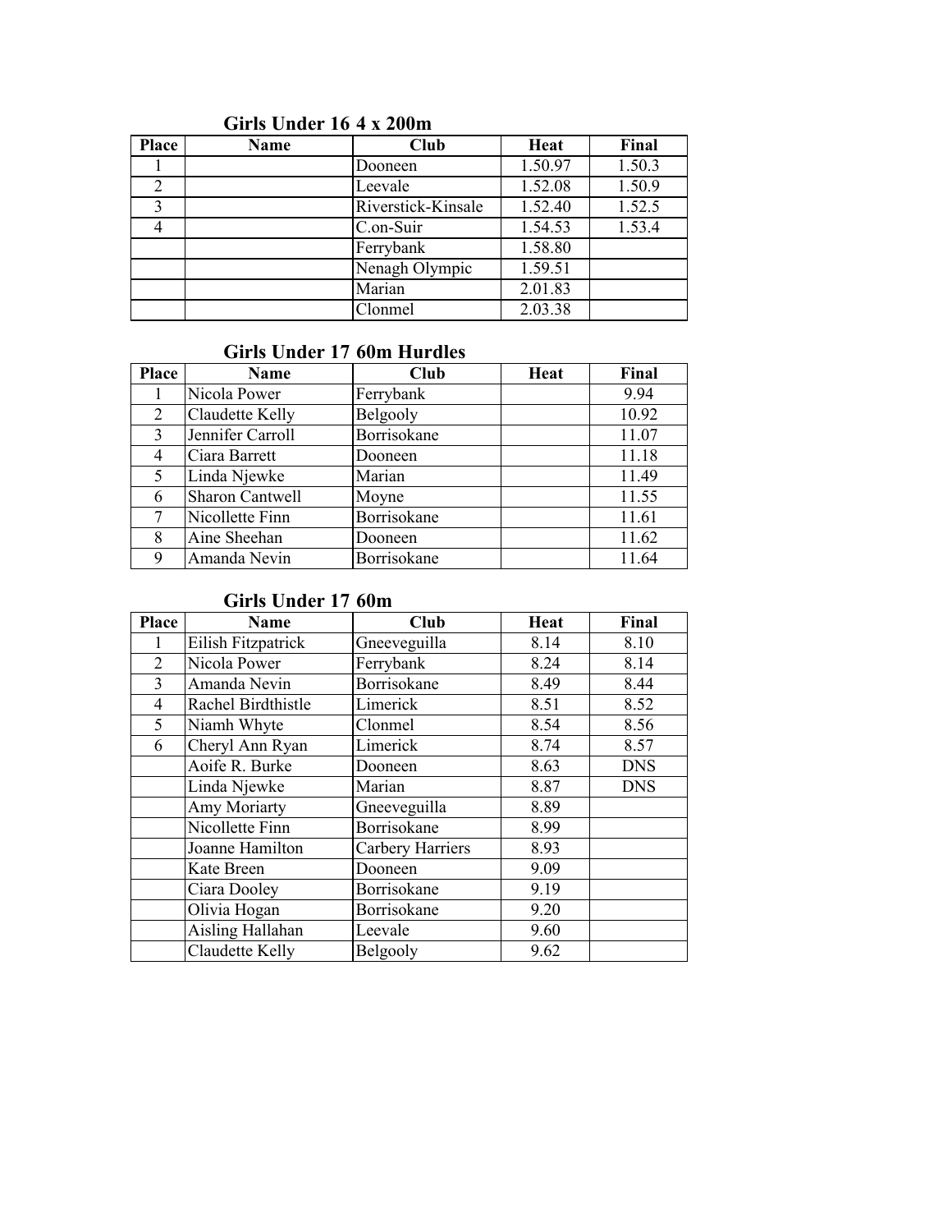## Girls Under 16 4 x 200m

| Place | Name | Club | Heat | Final |
|---|---|---|---|---|
| 1 | | Dooneen | 1.50.97 | 1.50.3 |
| 2 | | Leevale | 1.52.08 | 1.50.9 |
| 3 | | Riverstick-Kinsale | 1.52.40 | 1.52.5 |
| 4 | | C.on-Suir | 1.54.53 | 1.53.4 |
| | | Ferrybank | 1.58.80 | |
| | | Nenagh Olympic | 1.59.51 | |
| | | Marian | 2.01.83 | |
| | | Clonmel | 2.03.38 | |

## Girls Under 17 60m Hurdles

| Place | Name | Club | Heat | Final |
|---|---|---|---|---|
| 1 | Nicola Power | Ferrybank | | 9.94 |
| 2 | Claudette Kelly | Belgooly | | 10.92 |
| 3 | Jennifer Carroll | Borrisokane | | 11.07 |
| 4 | Ciara Barrett | Dooneen | | 11.18 |
| 5 | Linda Njewke | Marian | | 11.49 |
| 6 | Sharon Cantwell | Moyne | | 11.55 |
| 7 | Nicollette Finn | Borrisokane | | 11.61 |
| 8 | Aine Sheehan | Dooneen | | 11.62 |
| 9 | Amanda Nevin | Borrisokane | | 11.64 |

## Girls Under 17 60m

| Place | Name | Club | Heat | Final |
|---|---|---|---|---|
| 1 | Eilish Fitzpatrick | Gneeveguilla | 8.14 | 8.10 |
| 2 | Nicola Power | Ferrybank | 8.24 | 8.14 |
| 3 | Amanda Nevin | Borrisokane | 8.49 | 8.44 |
| 4 | Rachel Birdthistle | Limerick | 8.51 | 8.52 |
| 5 | Niamh Whyte | Clonmel | 8.54 | 8.56 |
| 6 | Cheryl Ann Ryan | Limerick | 8.74 | 8.57 |
| | Aoife R. Burke | Dooneen | 8.63 | DNS |
| | Linda Njewke | Marian | 8.87 | DNS |
| | Amy Moriarty | Gneeveguilla | 8.89 | |
| | Nicollette Finn | Borrisokane | 8.99 | |
| | Joanne Hamilton | Carbery Harriers | 8.93 | |
| | Kate Breen | Dooneen | 9.09 | |
| | Ciara Dooley | Borrisokane | 9.19 | |
| | Olivia Hogan | Borrisokane | 9.20 | |
| | Aisling Hallahan | Leevale | 9.60 | |
| | Claudette Kelly | Belgooly | 9.62 | |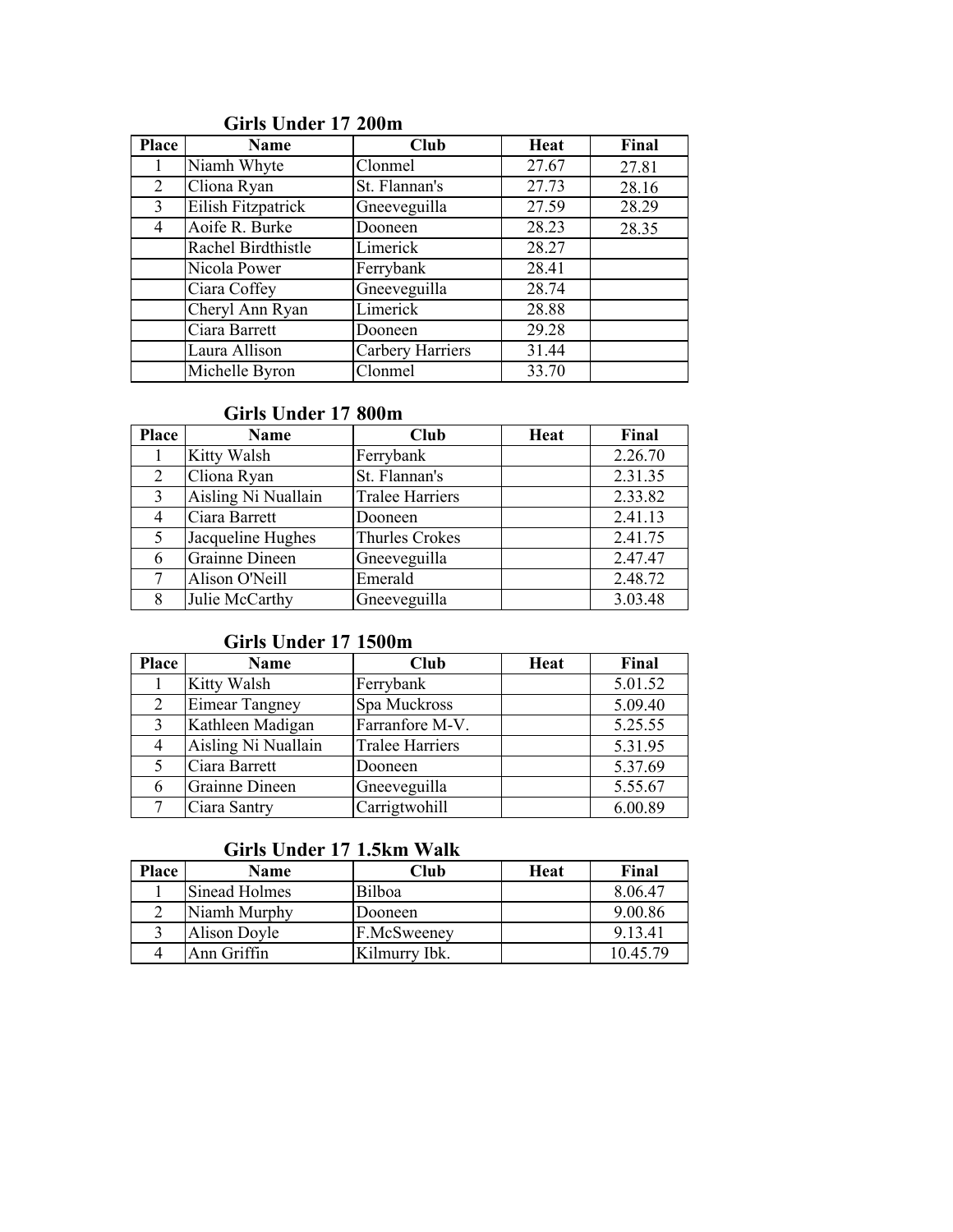### Girls Under 17 200m

| Place | Name | Club | Heat | Final |
|---|---|---|---|---|
| 1 | Niamh Whyte | Clonmel | 27.67 | 27.81 |
| 2 | Cliona Ryan | St. Flannan's | 27.73 | 28.16 |
| 3 | Eilish Fitzpatrick | Gneeveguilla | 27.59 | 28.29 |
| 4 | Aoife R. Burke | Dooneen | 28.23 | 28.35 |
| | Rachel Birdthistle | Limerick | 28.27 | |
| | Nicola Power | Ferrybank | 28.41 | |
| | Ciara Coffey | Gneeveguilla | 28.74 | |
| | Cheryl Ann Ryan | Limerick | 28.88 | |
| | Ciara Barrett | Dooneen | 29.28 | |
| | Laura Allison | Carbery Harriers | 31.44 | |
| | Michelle Byron | Clonmel | 33.70 | |

### Girls Under 17 800m

| Place | Name | Club | Heat | Final |
|---|---|---|---|---|
| 1 | Kitty Walsh | Ferrybank | | 2.26.70 |
| 2 | Cliona Ryan | St. Flannan's | | 2.31.35 |
| 3 | Aisling Ni Nuallain | Tralee Harriers | | 2.33.82 |
| 4 | Ciara Barrett | Dooneen | | 2.41.13 |
| 5 | Jacqueline Hughes | Thurles Crokes | | 2.41.75 |
| 6 | Grainne Dineen | Gneeveguilla | | 2.47.47 |
| 7 | Alison O'Neill | Emerald | | 2.48.72 |
| 8 | Julie McCarthy | Gneeveguilla | | 3.03.48 |

### Girls Under 17 1500m

| Place | Name | Club | Heat | Final |
|---|---|---|---|---|
| 1 | Kitty Walsh | Ferrybank | | 5.01.52 |
| 2 | Eimear Tangney | Spa Muckross | | 5.09.40 |
| 3 | Kathleen Madigan | Farranfore M-V. | | 5.25.55 |
| 4 | Aisling Ni Nuallain | Tralee Harriers | | 5.31.95 |
| 5 | Ciara Barrett | Dooneen | | 5.37.69 |
| 6 | Grainne Dineen | Gneeveguilla | | 5.55.67 |
| 7 | Ciara Santry | Carrigtwohill | | 6.00.89 |

### Girls Under 17 1.5km Walk

| Place | Name | Club | Heat | Final |
|---|---|---|---|---|
| 1 | Sinead Holmes | Bilboa | | 8.06.47 |
| 2 | Niamh Murphy | Dooneen | | 9.00.86 |
| 3 | Alison Doyle | F.McSweeney | | 9.13.41 |
| 4 | Ann Griffin | Kilmurry Ibk. | | 10.45.79 |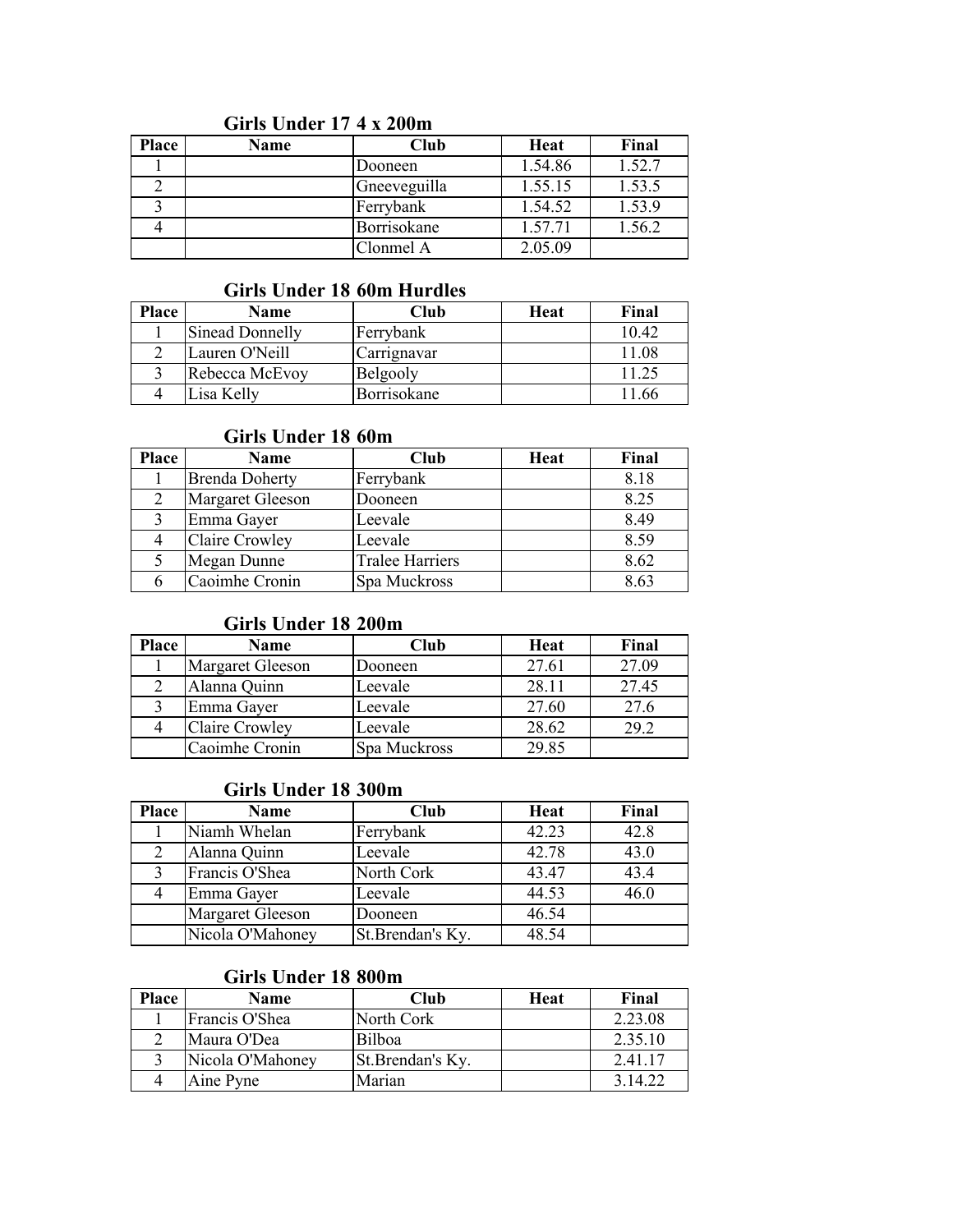### Girls Under 17 4 x 200m

| Place | Name | Club | Heat | Final |
|---|---|---|---|---|
| 1 | | Dooneen | 1.54.86 | 1.52.7 |
| 2 | | Gneeveguilla | 1.55.15 | 1.53.5 |
| 3 | | Ferrybank | 1.54.52 | 1.53.9 |
| 4 | | Borrisokane | 1.57.71 | 1.56.2 |
| | | Clonmel A | 2.05.09 | |

### Girls Under 18 60m Hurdles

| Place | Name | Club | Heat | Final |
|---|---|---|---|---|
| 1 | Sinead Donnelly | Ferrybank | | 10.42 |
| 2 | Lauren O'Neill | Carrignavar | | 11.08 |
| 3 | Rebecca McEvoy | Belgooly | | 11.25 |
| 4 | Lisa Kelly | Borrisokane | | 11.66 |

### Girls Under 18 60m

| Place | Name | Club | Heat | Final |
|---|---|---|---|---|
| 1 | Brenda Doherty | Ferrybank | | 8.18 |
| 2 | Margaret Gleeson | Dooneen | | 8.25 |
| 3 | Emma Gayer | Leevale | | 8.49 |
| 4 | Claire Crowley | Leevale | | 8.59 |
| 5 | Megan Dunne | Tralee Harriers | | 8.62 |
| 6 | Caoimhe Cronin | Spa Muckross | | 8.63 |

### Girls Under 18 200m

| Place | Name | Club | Heat | Final |
|---|---|---|---|---|
| 1 | Margaret Gleeson | Dooneen | 27.61 | 27.09 |
| 2 | Alanna Quinn | Leevale | 28.11 | 27.45 |
| 3 | Emma Gayer | Leevale | 27.60 | 27.6 |
| 4 | Claire Crowley | Leevale | 28.62 | 29.2 |
| | Caoimhe Cronin | Spa Muckross | 29.85 | |

### Girls Under 18 300m

| Place | Name | Club | Heat | Final |
|---|---|---|---|---|
| 1 | Niamh Whelan | Ferrybank | 42.23 | 42.8 |
| 2 | Alanna Quinn | Leevale | 42.78 | 43.0 |
| 3 | Francis O'Shea | North Cork | 43.47 | 43.4 |
| 4 | Emma Gayer | Leevale | 44.53 | 46.0 |
| | Margaret Gleeson | Dooneen | 46.54 | |
| | Nicola O'Mahoney | St.Brendan's Ky. | 48.54 | |

### Girls Under 18 800m

| Place | Name | Club | Heat | Final |
|---|---|---|---|---|
| 1 | Francis O'Shea | North Cork | | 2.23.08 |
| 2 | Maura O'Dea | Bilboa | | 2.35.10 |
| 3 | Nicola O'Mahoney | St.Brendan's Ky. | | 2.41.17 |
| 4 | Aine Pyne | Marian | | 3.14.22 |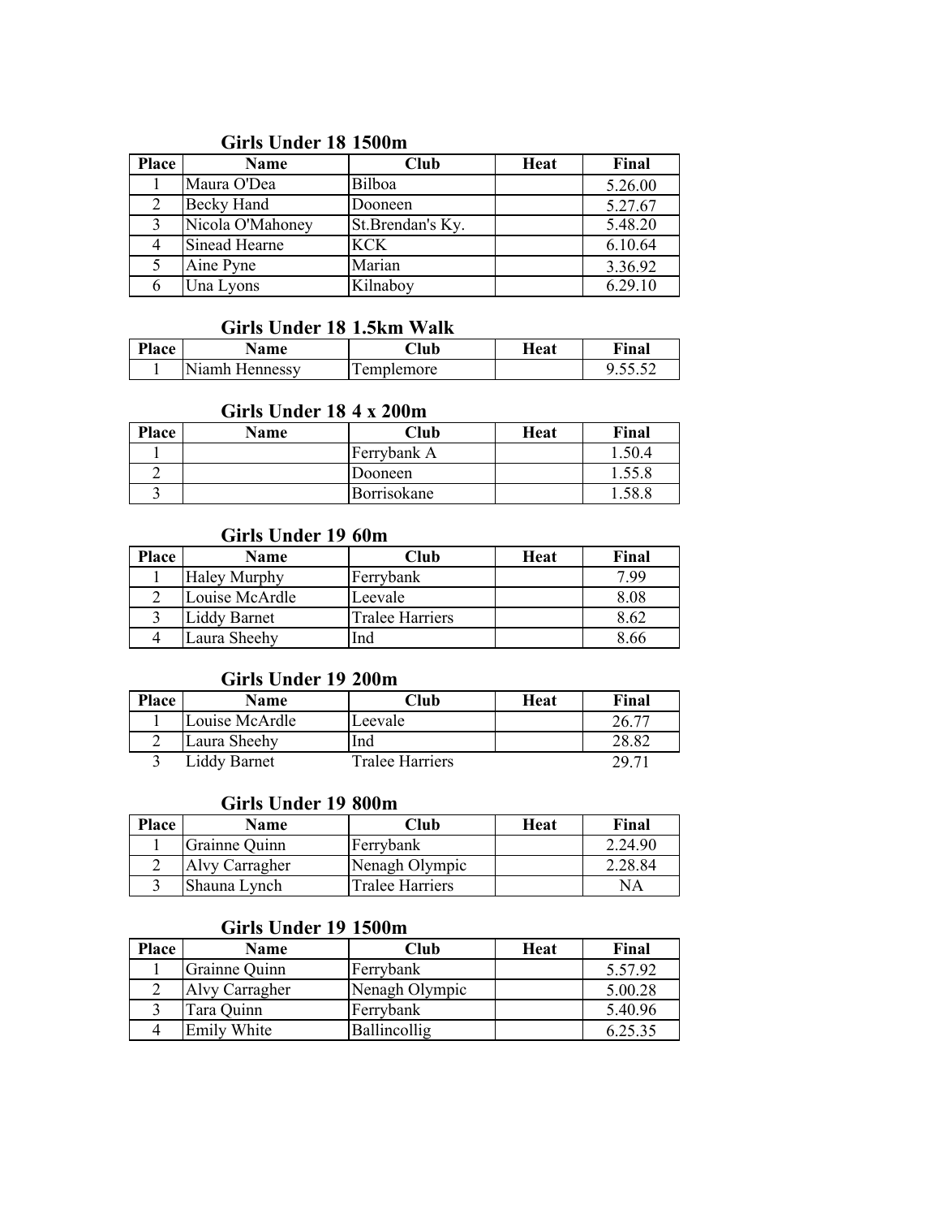### Girls Under 18 1500m

| Place | Name | Club | Heat | Final |
|---|---|---|---|---|
| 1 | Maura O'Dea | Bilboa | | 5.26.00 |
| 2 | Becky Hand | Dooneen | | 5.27.67 |
| 3 | Nicola O'Mahoney | St.Brendan's Ky. | | 5.48.20 |
| 4 | Sinead Hearne | KCK | | 6.10.64 |
| 5 | Aine Pyne | Marian | | 3.36.92 |
| 6 | Una Lyons | Kilnaboy | | 6.29.10 |

### Girls Under 18 1.5km Walk

| Place | Name | Club | Heat | Final |
|---|---|---|---|---|
| 1 | Niamh Hennessy | Templemore | | 9.55.52 |

### Girls Under 18 4 x 200m

| Place | Name | Club | Heat | Final |
|---|---|---|---|---|
| 1 | | Ferrybank A | | 1.50.4 |
| 2 | | Dooneen | | 1.55.8 |
| 3 | | Borrisokane | | 1.58.8 |

### Girls Under 19 60m

| Place | Name | Club | Heat | Final |
|---|---|---|---|---|
| 1 | Haley Murphy | Ferrybank | | 7.99 |
| 2 | Louise McArdle | Leevale | | 8.08 |
| 3 | Liddy Barnet | Tralee Harriers | | 8.62 |
| 4 | Laura Sheehy | Ind | | 8.66 |

### Girls Under 19 200m

| Place | Name | Club | Heat | Final |
|---|---|---|---|---|
| 1 | Louise McArdle | Leevale | | 26.77 |
| 2 | Laura Sheehy | Ind | | 28.82 |
| 3 | Liddy Barnet | Tralee Harriers | | 29.71 |

### Girls Under 19 800m

| Place | Name | Club | Heat | Final |
|---|---|---|---|---|
| 1 | Grainne Quinn | Ferrybank | | 2.24.90 |
| 2 | Alvy Carragher | Nenagh Olympic | | 2.28.84 |
| 3 | Shauna Lynch | Tralee Harriers | | NA |

### Girls Under 19 1500m

| Place | Name | Club | Heat | Final |
|---|---|---|---|---|
| 1 | Grainne Quinn | Ferrybank | | 5.57.92 |
| 2 | Alvy Carragher | Nenagh Olympic | | 5.00.28 |
| 3 | Tara Quinn | Ferrybank | | 5.40.96 |
| 4 | Emily White | Ballincollig | | 6.25.35 |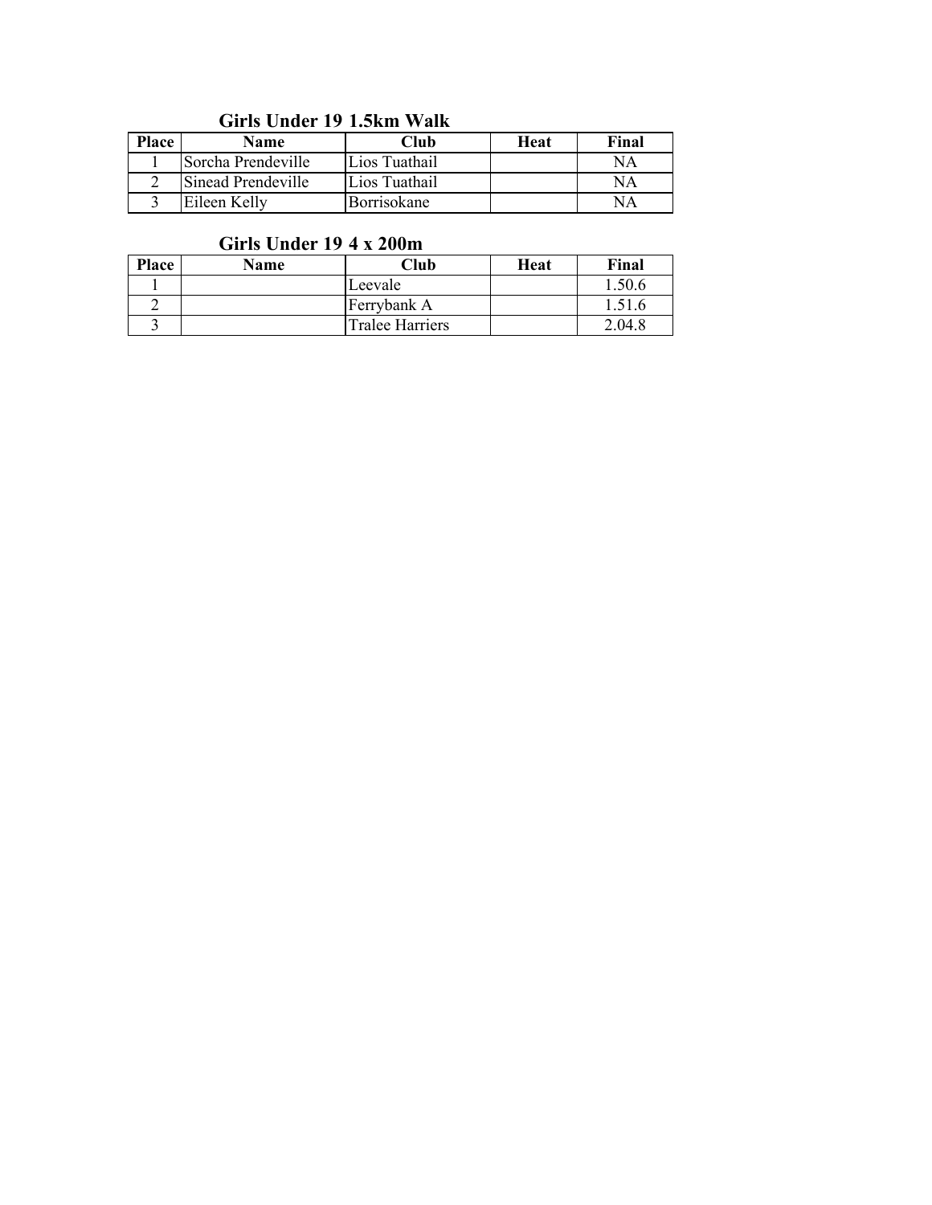### Girls Under 19 1.5km Walk

| Place | Name | Club | Heat | Final |
|---|---|---|---|---|
| 1 | Sorcha Prendeville | Lios Tuathail | | NA |
| 2 | Sinead Prendeville | Lios Tuathail | | NA |
| 3 | Eileen Kelly | Borrisokane | | NA |

### Girls Under 19 4 x 200m

| Place | Name | Club | Heat | Final |
|---|---|---|---|---|
| 1 | | Leevale | | 1.50.6 |
| 2 | | Ferrybank A | | 1.51.6 |
| 3 | | Tralee Harriers | | 2.04.8 |